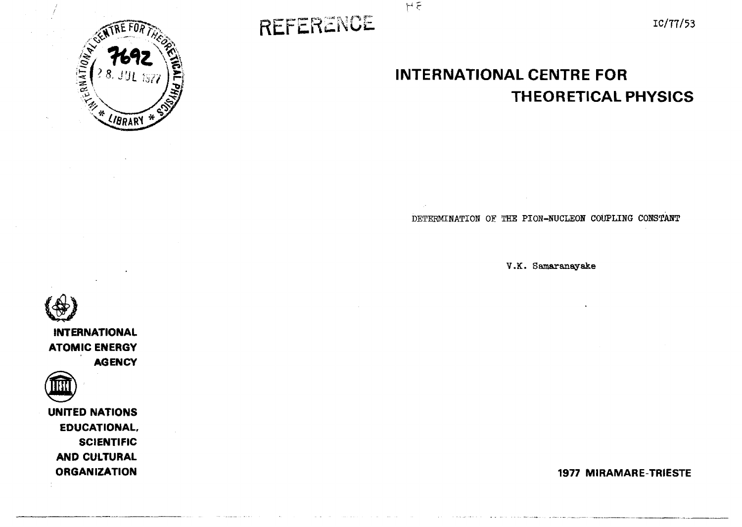REFERENCE

IC/77/53

# INTERNATIONAL CENTRE FOR THEORETICAL PHYSICS

DETERMINATION OF THE PION-NUCLEON COUPLING CONSTANT

V.K. Samaranayake

INTERNATIONAL ATOMIC ENERGY AGENCY

UNITED NATIONS EDUCATIONAL, SCIENTIFIC AND CULTURAL ORGANIZATION

1977 MIRAMARE-TRIESTE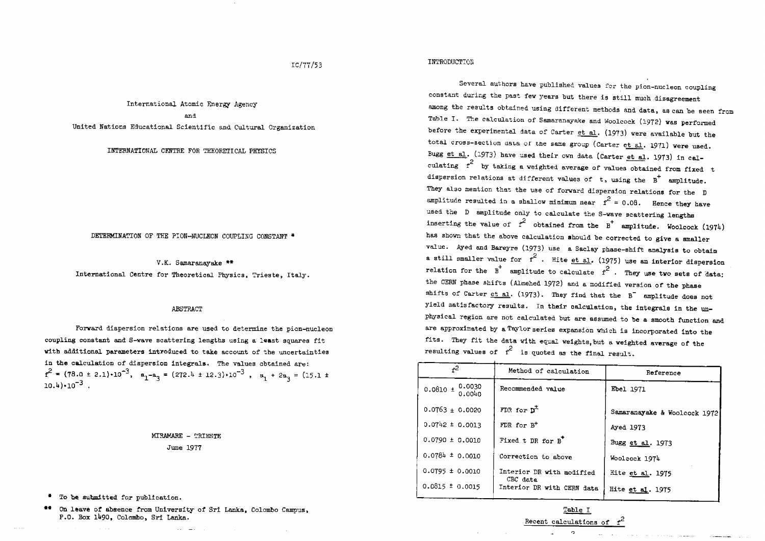IC/77/53

International Atomic Energy Agency
and
United Nations Educational Scientific and Cultural Organization

INTERNATIONAL CENTRE FOR THEORETICAL PHYSICS

# DETERMINATION OF THE PION-NUCLEON COUPLING CONSTANT *

V.K. Samaranayake **

International Centre for Theoretical Physics, Trieste, Italy.

## ABSTRACT

Forward dispersion relations are used to determine the pion-nucleon coupling constant and S-wave scattering lengths using a least squares fit with additional parameters introduced to take account of the uncertainties in the calculation of dispersion integrals. The values obtained are: $f^2 = (78.0 \pm 2.1)\cdot10^{-3}$, $a_1 - a_3 = (272.4 \pm 12.3)\cdot10^{-3}$, $a_1 + 2a_3 = (15.1 \pm 10.4)\cdot10^{-3}$.

MIRAMARE - TRIESTE
June 1977

\* To be submitted for publication.

\*\* On leave of absence from University of Sri Lanka, Colombo Campus, P.O. Box 1490, Colombo, Sri Lanka.

## INTRODUCTION

Several authors have published values for the pion-nucleon coupling constant during the past few years but there is still much disagreement among the results obtained using different methods and data, as can be seen from Table I. The calculation of Samaranayake and Woolcock (1972) was performed before the experimental data of Carter et al. (1973) were available but the total cross-section data of the same group (Carter et al. 1971) were used. Bugg et al. (1973) have used their own data (Carter et al. 1973) in calculating $f^2$ by taking a weighted average of values obtained from fixed t dispersion relations at different values of t, using the $B^+$ amplitude. They also mention that the use of forward dispersion relations for the D amplitude resulted in a shallow minimum near $f^2 = 0.08$. Hence they have used the D amplitude only to calculate the S-wave scattering lengths inserting the value of $f^2$ obtained from the $B^+$ amplitude. Woolcock (1974) has shown that the above calculation should be corrected to give a smaller value. Ayed and Bareyre (1973) use a Saclay phase-shift analysis to obtain a still smaller value for $f^2$. Hite et al. (1975) use an interior dispersion relation for the $B^+$ amplitude to calculate $f^2$. They use two sets of data; the CERN phase shifts (Almehed 1972) and a modified version of the phase shifts of Carter et al. (1973). They find that the $B^-$ amplitude does not yield satisfactory results. In their calculation, the integrals in the unphysical region are not calculated but are assumed to be a smooth function and are approximated by a Taylor series expansion which is incorporated into the fits. They fit the data with equal weights, but a weighted average of the resulting values of $f^2$ is quoted as the final result.

| $f^2$ | Method of calculation | Reference |
|---|---|---|
| $0.0810 \pm {0.0030 \atop 0.0040}$ | Recommended value | Ebel 1971 |
| $0.0763 \pm 0.0020$ | FDR for $D^\pm$ | Samaranayake & Woolcock 1972 |
| $0.0742 \pm 0.0013$ | FDR for $B^+$ | Ayed 1973 |
| $0.0790 \pm 0.0010$ | Fixed t DR for $B^+$ | Bugg et al. 1973 |
| $0.0784 \pm 0.0010$ | Correction to above | Woolcock 1974 |
| $0.0795 \pm 0.0010$ | Interior DR with modified CBC data | Hite et al. 1975 |
| $0.0815 \pm 0.0015$ | Interior DR with CERN data | Hite et al. 1975 |

Table I

Recent calculations of $f^2$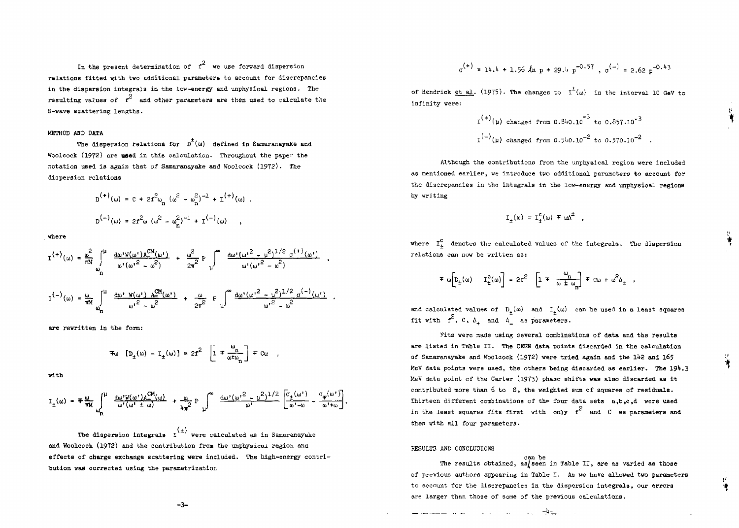In the present determination of $f^2$ we use forward dispersion relations fitted with two additional parameters to account for discrepancies in the dispersion integrals in the low-energy and unphysical regions. The resulting values of $f^2$ and other parameters are then used to calculate the S-wave scattering lengths.

## METHOD AND DATA

The dispersion relations for $D^{\pm}(\omega)$ defined in Samaranayake and Woolcock (1972) are used in this calculation. Throughout the paper the notation used is again that of Samaranayake and Woolcock (1972). The dispersion relations

$$D^{(+)}(\omega) = C + 2f^2\omega_n\,(\omega^2 - \omega_n^2)^{-1} + I^{(+)}(\omega)\ ,$$

$$D^{(-)}(\omega) = 2f^2\omega\,(\omega^2 - \omega_n^2)^{-1} + I^{(-)}(\omega)\quad ,$$

where

$$I^{(+)}(\omega) = \frac{\omega^2}{\pi M}\int_{\omega_n}^{\mu} \frac{d\omega' W(\omega') A_+^{CM}(\omega')}{\omega'(\omega'^2 - \omega^2)} + \frac{\omega^2}{2\pi^2}\,P\int_{\mu}^{\infty} \frac{d\omega'(\omega'^2 - \mu^2)^{1/2}\,\sigma^{(+)}(\omega')}{\omega'(\omega'^2 - \omega^2)}\quad ,$$

$$I^{(-)}(\omega) = \frac{\omega}{\pi M}\int_{\omega_n}^{\mu} \frac{d\omega'\,W(\omega')\,A_-^{CM}(\omega')}{\omega'^2 - \omega^2} + \frac{\omega}{2\pi^2}\,P\int_{\mu}^{\infty} \frac{d\omega'(\omega'^2 - \mu^2)^{1/2}\,\sigma^{(-)}(\omega')}{\omega'^2 - \omega^2}\quad ,$$

are rewritten in the form:

$$\mp\omega\,\left[D_{\pm}(\omega) - I_{\pm}(\omega)\right] = 2f^2\left[1 \mp \frac{\omega_n}{\omega \pm \omega_n}\right] \mp C\omega\quad ,$$

with

$$I_{\pm}(\omega) = \mp\frac{\omega}{\pi M}\int_{\omega_n}^{\mu} \frac{d\omega' W(\omega') A_{\mp}^{CM}(\omega)}{\omega'(\omega' \pm \omega)} + \frac{\omega}{4\pi^2}\,P\int_{\mu}^{\infty} \frac{d\omega'(\omega'^2 - \mu^2)^{1/2}}{\omega'}\left[\frac{\sigma_{\pm}(\omega')}{\omega' - \omega} - \frac{\sigma_{\mp}(\omega')}{\omega' + \omega}\right].$$

The dispersion integrals $I^{(\pm)}$ were calculated as in Samaranayake and Woolcock (1972) and the contribution from the unphysical region and effects of charge exchange scattering were included. The high-energy contribution was corrected using the parametrization

$$\sigma^{(+)} = 14.4 + 1.56\,\ln p + 29.4\,p^{-0.57}\ ,\ \sigma^{(-)} = 2.62\,p^{-0.43}$$

of Hendrick et al. (1975). The changes to $I^{\pm}(\omega)$ in the interval 10 GeV to infinity were:

$$I^{(+)}(\mu)\ \text{changed from}\ 0.840.10^{-3}\ \text{to}\ 0.857.10^{-3}$$

$$I^{(-)}(\mu)\ \text{changed from}\ 0.540.10^{-2}\ \text{to}\ 0.570.10^{-2}\quad .$$

Although the contributions from the unphysical region were included as mentioned earlier, we introduce two additional parameters to account for the discrepancies in the integrals in the low-energy and unphysical regions by writing

$$I_{\pm}(\omega) = I_{\pm}^{c}(\omega) \mp \omega\Delta^{\pm}\quad ,$$

where $I_{\pm}^{c}$ denotes the calculated values of the integrals. The dispersion relations can now be written as:

$$\mp\,\omega\left[D_{\pm}(\omega) - I_{\pm}^{c}(\omega)\right] = 2f^2\left[1 \mp \frac{\omega_n}{\omega \pm \omega_n}\right] \mp C\omega + \omega^2\Delta_{\pm}\quad ,$$

and calculated values of $D_{\pm}(\omega)$ and $I_{\pm}(\omega)$ can be used in a least squares fit with $f^2$, $C$, $\Delta_+$ and $\Delta_-$ as parameters.

Fits were made using several combinations of data and the results are listed in Table II. The CERN data points discarded in the calculation of Samaranayake and Woolcock (1972) were tried again and the 142 and 165 MeV data points were used, the others being discarded as earlier. The 194.3 MeV data point of the Carter (1973) phase shifts was also discarded as it contributed more than 6 to S, the weighted sum of squares of residuals. Thirteen different combinations of the four data sets a,b,c,d were used in the least squares fits first with only $f^2$ and C as paremeters and then with all four parameters.

## RESULTS AND CONCLUSIONS

The results obtained, as can be seen in Table II, are as varied as those of previous authors appearing in Table I. As we have allowed two parameters to account for the discrepancies in the dispersion integrals, our errors are larger than those of some of the previous calculations.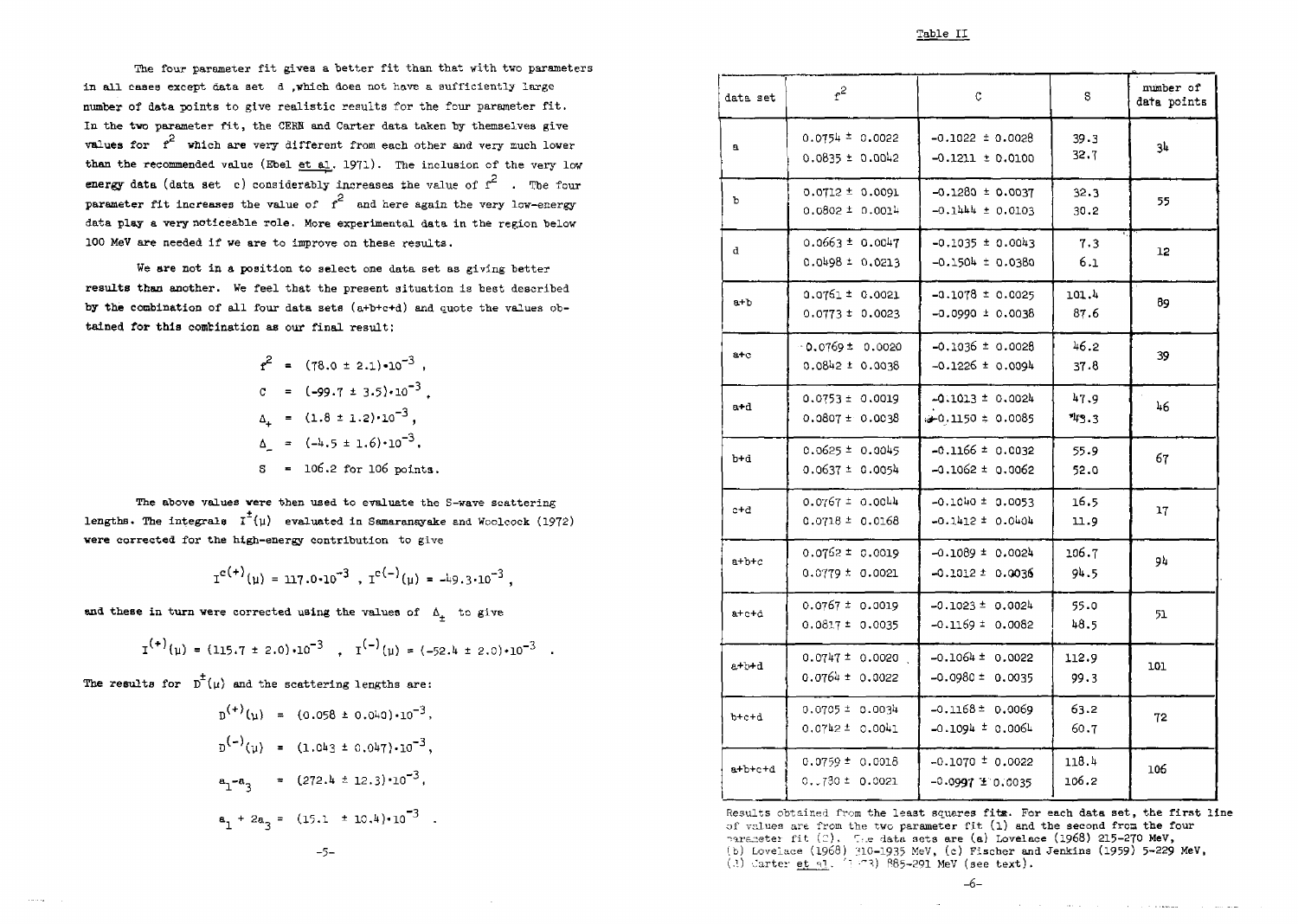The four parameter fit gives a better fit than that with two parameters in all cases except data set d ,which does not have a sufficiently large number of data points to give realistic results for the four parameter fit. In the two parameter fit, the CERN and Carter data taken by themselves give values for $f^2$ which are very different from each other and very much lower than the recommended value (Ebel et al. 1971). The inclusion of the very low energy data (data set c) considerably increases the value of $f^2$ . The four parameter fit increases the value of $f^2$ and here again the very low-energy data play a very noticeable role. More experimental data in the region below 100 MeV are needed if we are to improve on these results.

We are not in a position to select one data set as giving better results than another. We feel that the present situation is best described by the combination of all four data sets (a+b+c+d) and quote the values obtained for this combination as our final result:

$$f^2 = (78.0 \pm 2.1)\cdot 10^{-3} ,$$
$$C = (-99.7 \pm 3.5)\cdot 10^{-3} ,$$
$$\Delta_+ = (1.8 \pm 1.2)\cdot 10^{-3} ,$$
$$\Delta_- = (-4.5 \pm 1.6)\cdot 10^{-3} ,$$
$$S = 106.2 \text{ for } 106 \text{ points.}$$

The above values were then used to evaluate the S-wave scattering lengths. The integrals $I^{\pm}(\mu)$ evaluated in Samaranayake and Woolcock (1972) were corrected for the high-energy contribution to give

$$I^{c(+)}(\mu) = 117.0\cdot 10^{-3} \ , \ I^{c(-)}(\mu) = -49.3\cdot 10^{-3} ,$$

and these in turn were corrected using the values of $\Delta_{\pm}$ to give

$$I^{(+)}(\mu) = (115.7 \pm 2.0)\cdot 10^{-3} \quad , \quad I^{(-)}(\mu) = (-52.4 \pm 2.0)\cdot 10^{-3} \ .$$

The results for $D^{\pm}(\mu)$ and the scattering lengths are:

$$D^{(+)}(\mu) = (0.058 \pm 0.040)\cdot 10^{-3} ,$$
$$D^{(-)}(\mu) = (1.043 \pm 0.047)\cdot 10^{-3} ,$$
$$a_1 - a_3 = (272.4 \pm 12.3)\cdot 10^{-3} ,$$
$$a_1 + 2a_3 = (15.1 \pm 10.4)\cdot 10^{-3} \ .$$

Table II

| data set | $f^2$ | C | S | number of data points |
|---|---|---|---|---|
| a | 0.0754 ± 0.0022<br>0.0835 ± 0.0042 | −0.1022 ± 0.0028<br>−0.1211 ± 0.0100 | 39.3<br>32.7 | 34 |
| b | 0.0712 ± 0.0091<br>0.0802 ± 0.0014 | −0.1280 ± 0.0037<br>−0.1444 ± 0.0103 | 32.3<br>30.2 | 55 |
| d | 0.0663 ± 0.0047<br>0.0498 ± 0.0213 | −0.1035 ± 0.0043<br>−0.1504 ± 0.0380 | 7.3<br>6.1 | 12 |
| a+b | 0.0761 ± 0.0021<br>0.0773 ± 0.0023 | −0.1078 ± 0.0025<br>−0.0990 ± 0.0038 | 101.4<br>87.6 | 89 |
| a+c | 0.0769 ± 0.0020<br>0.0842 ± 0.0038 | −0.1036 ± 0.0028<br>−0.1226 ± 0.0094 | 46.2<br>37.8 | 39 |
| a+d | 0.0753 ± 0.0019<br>0.0807 ± 0.0038 | −0.1013 ± 0.0024<br>−0.1150 ± 0.0085 | 47.9<br>43.3 | 46 |
| b+d | 0.0625 ± 0.0045<br>0.0637 ± 0.0054 | −0.1166 ± 0.0032<br>−0.1062 ± 0.0062 | 55.9<br>52.0 | 67 |
| c+d | 0.0767 ± 0.0044<br>0.0718 ± 0.0168 | −0.1040 ± 0.0053<br>−0.1412 ± 0.0404 | 16.5<br>11.9 | 17 |
| a+b+c | 0.0762 ± 0.0019<br>0.0779 ± 0.0021 | −0.1089 ± 0.0024<br>−0.1012 ± 0.0036 | 106.7<br>94.5 | 94 |
| a+c+d | 0.0767 ± 0.0019<br>0.0817 ± 0.0035 | −0.1023 ± 0.0024<br>−0.1169 ± 0.0082 | 55.0<br>48.5 | 51 |
| a+b+d | 0.0747 ± 0.0020<br>0.0764 ± 0.0022 | −0.1064 ± 0.0022<br>−0.0980 ± 0.0035 | 112.9<br>99.3 | 101 |
| b+c+d | 0.0705 ± 0.0034<br>0.0742 ± 0.0041 | −0.1168 ± 0.0069<br>−0.1094 ± 0.0064 | 63.2<br>60.7 | 72 |
| a+b+c+d | 0.0759 ± 0.0018<br>0.0780 ± 0.0021 | −0.1070 ± 0.0022<br>−0.0997 ± 0.0035 | 118.4<br>106.2 | 106 |

Results obtained from the least squares fits. For each data set, the first line of values are from the two parameter fit (1) and the second from the four parameter fit (2). The data sets are (a) Lovelace (1968) 215-270 MeV, (b) Lovelace (1968) 310-1935 MeV, (c) Fischer and Jenkins (1959) 5-229 MeV, (d) Carter et al. (1973) 885-291 MeV (see text).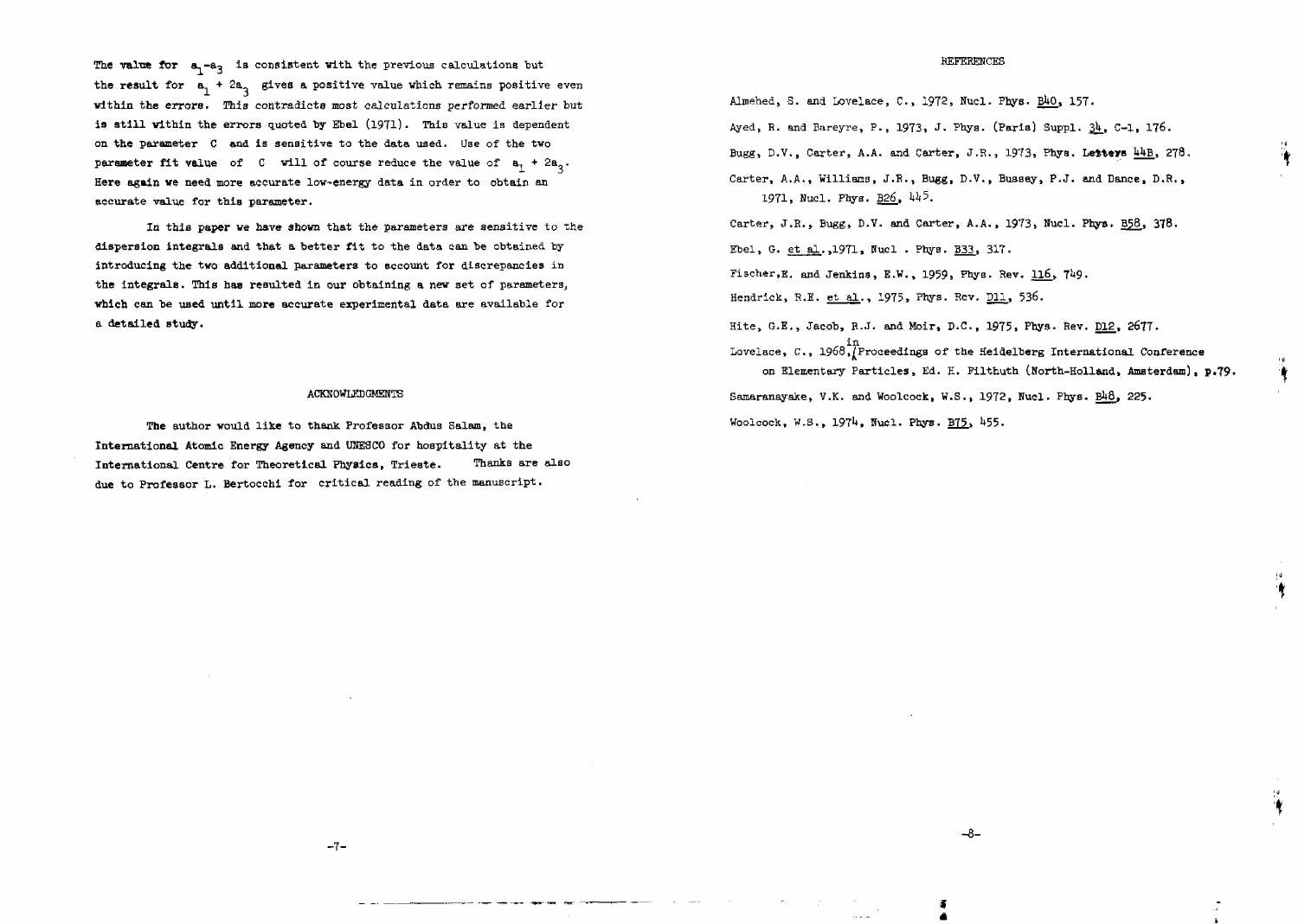The value for $a_1 - a_3$ is consistent with the previous calculations but the result for $a_1 + 2a_3$ gives a positive value which remains positive even within the errors. This contradicts most calculations performed earlier but is still within the errors quoted by Ebel (1971). This value is dependent on the parameter C and is sensitive to the data used. Use of the two parameter fit value of C will of course reduce the value of $a_1 + 2a_3$. Here again we need more accurate low-energy data in order to obtain an accurate value for this parameter.

In this paper we have shown that the parameters are sensitive to the dispersion integrals and that a better fit to the data can be obtained by introducing the two additional parameters to account for discrepancies in the integrals. This has resulted in our obtaining a new set of parameters, which can be used until more accurate experimental data are available for a detailed study.

## ACKNOWLEDGMENTS

The author would like to thank Professor Abdus Salam, the International Atomic Energy Agency and UNESCO for hospitality at the International Centre for Theoretical Physics, Trieste. Thanks are also due to Professor L. Bertocchi for critical reading of the manuscript.

## REFERENCES

Almehed, S. and Lovelace, C., 1972, Nucl. Phys. B40, 157.

Ayed, R. and Bareyre, P., 1973, J. Phys. (Paris) Suppl. 34, C-1, 176.

Bugg, D.V., Carter, A.A. and Carter, J.R., 1973, Phys. Letters 44B, 278.

Carter, A.A., Williams, J.R., Bugg, D.V., Bussey, P.J. and Dance, D.R., 1971, Nucl. Phys. B26, 445.

Carter, J.R., Bugg, D.V. and Carter, A.A., 1973, Nucl. Phys. B58, 378.

Ebel, G. et al.,1971, Nucl . Phys. B33, 317.

Fischer,E. and Jenkins, E.W., 1959, Phys. Rev. 116, 749.

Hendrick, R.E. et al., 1975, Phys. Rev. D11, 536.

Hite, G.E., Jacob, R.J. and Moir, D.C., 1975, Phys. Rev. D12, 2677.

Lovelace, C., 1968, in Proceedings of the Heidelberg International Conference on Elementary Particles, Ed. H. Filthuth (North-Holland, Amsterdam), p.79.

Samaranayake, V.K. and Woolcock, W.S., 1972, Nucl. Phys. B48, 225.

Woolcock, W.S., 1974, Nucl. Phys. B75, 455.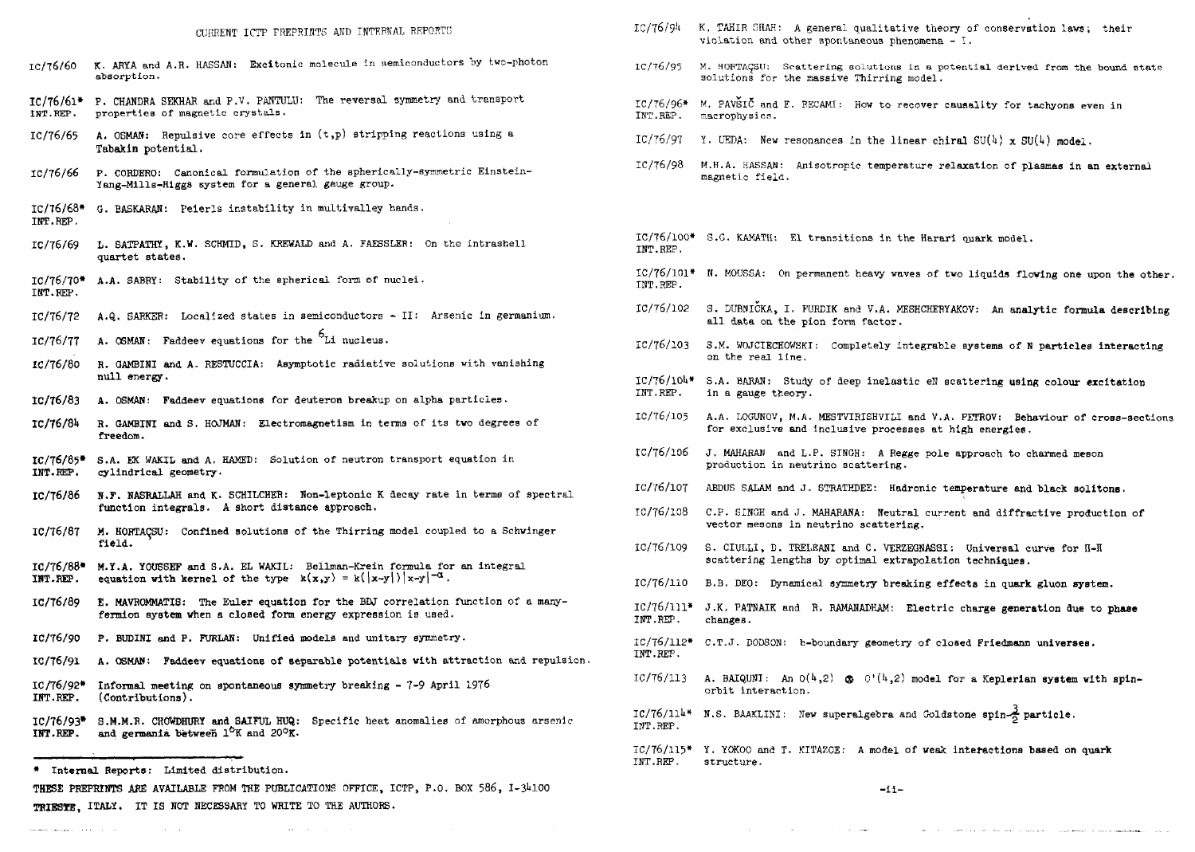# CURRENT ICTP PREPRINTS AND INTERNAL REPORTS

IC/76/60 K. ARYA and A.R. HASSAN: Excitonic molecule in semiconductors by two-photon absorption.

IC/76/61* INT.REP. P. CHANDRA SEKHAR and P.V. PANTULU: The reversal symmetry and transport properties of magnetic crystals.

IC/76/65 A. OSMAN: Repulsive core effects in (t,p) stripping reactions using a Tabakin potential.

IC/76/66 P. CORDERO: Canonical formulation of the spherically-symmetric Einstein-Yang-Mills-Higgs system for a general gauge group.

IC/76/68* INT.REP. G. BASKARAN: Peierls instability in multivalley bands.

IC/76/69 L. SATPATHY, K.W. SCHMID, S. KREWALD and A. FAESSLER: On the intrashell quartet states.

IC/76/70* INT.REP. A.A. SABRY: Stability of the spherical form of nuclei.

IC/76/72 A.Q. SARKER: Localized states in semiconductors - II: Arsenic in germanium.

IC/76/77 A. OSMAN: Faddeev equations for the $^{6}$Li nucleus.

IC/76/80 R. GAMBINI and A. RESTUCCIA: Asymptotic radiative solutions with vanishing null energy.

IC/76/83 A. OSMAN: Faddeev equations for deuteron breakup on alpha particles.

IC/76/84 R. GAMBINI and S. HOJMAN: Electromagnetism in terms of its two degrees of freedom.

IC/76/85* INT.REP. S.A. EK WAKIL and A. HAMED: Solution of neutron transport equation in cylindrical geometry.

IC/76/86 N.F. NASRALLAH and K. SCHILCHER: Non-leptonic K decay rate in terms of spectral function integrals. A short distance approach.

IC/76/87 M. HORTAÇSU: Confined solutions of the Thirring model coupled to a Schwinger field.

IC/76/88* INT.REP. M.Y.A. YOUSSEF and S.A. EL WAKIL: Bellman-Krein formula for an integral equation with kernel of the type $k(x,y) = k(|x-y|)|x-y|^{-\alpha}$.

IC/76/89 E. MAVROMMATIS: The Euler equation for the BDJ correlation function of a many-fermion system when a closed form energy expression is used.

IC/76/90 P. BUDINI and P. FURLAN: Unified models and unitary symmetry.

IC/76/91 A. OSMAN: Faddeev equations of separable potentials with attraction and repulsion.

IC/76/92* INT.REP. Informal meeting on spontaneous symmetry breaking - 7-9 April 1976 (Contributions).

IC/76/93* INT.REP. S.M.M.R. CHOWDHURY and SAIFUL HUQ: Specific heat anomalies of amorphous arsenic and germania between 1°K and 20°K.

IC/76/94 K. TAHIR SHAH: A general qualitative theory of conservation laws; their violation and other spontaneous phenomena - I.

IC/76/95 M. HORTAÇSU: Scattering solutions in a potential derived from the bound state solutions for the massive Thirring model.

IC/76/96* INT.REP. M. PAVŠIČ and E. RECAMI: How to recover causality for tachyons even in macrophysics.

IC/76/97 Y. UEDA: New resonances in the linear chiral SU(4) x SU(4) model.

IC/76/98 M.H.A. HASSAN: Anisotropic temperature relaxation of plasmas in an external magnetic field.

IC/76/100* INT.REP. S.G. KAMATH: E1 transitions in the Harari quark model.

IC/76/101* INT.REP. N. MOUSSA: On permanent heavy waves of two liquids flowing one upon the other.

IC/76/102 S. DUBNIČKA, I. FURDIK and V.A. MESHCHERYAKOV: An analytic formula describing all data on the pion form factor.

IC/76/103 S.M. WOJCIECHOWSKI: Completely integrable systems of N particles interacting on the real line.

IC/76/104* INT.REP. S.A. BARAN: Study of deep inelastic eN scattering using colour excitation in a gauge theory.

IC/76/105 A.A. LOGUNOV, M.A. MESTVIRISHVILI and V.A. PETROV: Behaviour of cross-sections for exclusive and inclusive processes at high energies.

IC/76/106 J. MAHARAN and L.P. SINGH: A Regge pole approach to charmed meson production in neutrino scattering.

IC/76/107 ABDUS SALAM and J. STRATHDEE: Hadronic temperature and black solitons.

IC/76/108 C.P. SINGH and J. MAHARANA: Neutral current and diffractive production of vector mesons in neutrino scattering.

IC/76/109 S. CIULLI, D. TRELEANI and C. VERZEGNASSI: Universal curve for Π-Π scattering lengths by optimal extrapolation techniques.

IC/76/110 B.B. DEO: Dynamical symmetry breaking effects in quark gluon system.

IC/76/111* INT.REP. J.K. PATNAIK and R. RAMANADHAM: Electric charge generation due to phase changes.

IC/76/112* INT.REP. C.T.J. DODSON: b-boundary geometry of closed Friedmann universes.

IC/76/113 A. BAIQUNI: An $O(4,2) \otimes O'(4,2)$ model for a Keplerian system with spin-orbit interaction.

IC/76/114* INT.REP. N.S. BAAKLINI: New superalgebra and Goldstone spin-$\frac{3}{2}$ particle.

IC/76/115* INT.REP. Y. YOKOO and T. KITAZOE: A model of weak interactions based on quark structure.

---

\* Internal Reports: Limited distribution.

**THESE PREPRINTS ARE AVAILABLE FROM THE PUBLICATIONS OFFICE, ICTP, P.O. BOX 586, I-34100 TRIESTE, ITALY. IT IS NOT NECESSARY TO WRITE TO THE AUTHORS.**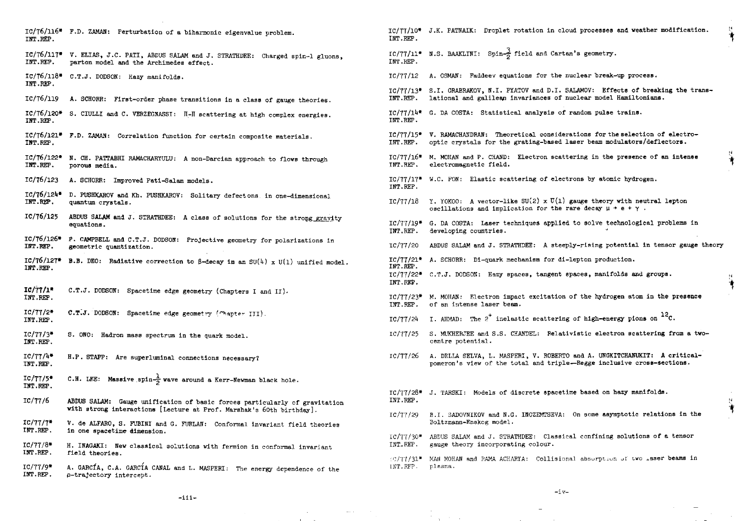IC/76/116* F.D. ZAMAN: Perturbation of a biharmonic eigenvalue problem.
INT.REP.

IC/76/117* V. ELIAS, J.C. PATI, ABDUS SALAM and J. STRATHDEE: Charged spin-1 gluons, parton model and the Archimedes effect.
INT.REP.

IC/76/118* C.T.J. DODSON: Hazy manifolds.
INT.REP.

IC/76/119 A. SCHORR: First-order phase transitions in a class of gauge theories.

IC/76/120* S. CIULLI and C. VERZEGNASSI: Π-Π scattering at high complex energies.
INT.REP.

IC/76/121* F.D. ZAMAN: Correlation function for certain composite materials.
INT.REP.

IC/76/122* N. CH. PATTABHI RAMACHARYULU: A non-Darcian approach to flows through porous media.
INT.REP.

IC/76/123 A. SCHORR: Improved Pati-Salam models.

IC/76/124* D. PUSHKAROV and Kh. PUSHKAROV: Solitary defectons in one-dimensional quantum crystals.
INT.REP.

IC/76/125 ABDUS SALAM and J. STRATHDEE: A class of solutions for the strong gravity equations.

IC/76/126* P. CAMPBELL and C.T.J. DODSON: Projective geometry for polarizations in geometric quantization.
INT.REP.

IC/76/127* B.B. DEO: Radiative correction to β-decay in an SU(4) x U(1) unified model.
INT.REP.

IC/77/1* C.T.J. DODSON: Spacetime edge geometry (Chapters I and II).
INT.REP.

IC/77/2* C.T.J. DODSON: Spacetime edge geometry (Chapter III).
INT.REP.

IC/77/3* S. ONO: Hadron mass spectrum in the quark model.
INT.REP.

IC/77/4* H.P. STAPP: Are superluminal connections necessary?
INT.REP.

IC/77/5* C.H. LEE: Massive spin-$\frac{1}{2}$ wave around a Kerr-Newman black hole.
INT.REP.

IC/77/6 ABDUS SALAM: Gauge unification of basic forces particularly of gravitation with strong interactions [Lecture at Prof. Marshak's 60th birthday].

IC/77/7* V. de ALFARO, S. FUBINI and G. FURLAN: Conformal invariant field theories in one spacetime dimension.
INT.REP.

IC/77/8* H. INAGAKI: New classical solutions with fermion in conformal invariant field theories.
INT.REP.

IC/77/9* A. GARCÍA, C.A. GARCÍA CANAL and L. MASPERI: The energy dependence of the ρ-trajectory intercept.
INT.REP.

IC/77/10* J.K. PATNAIK: Droplet rotation in cloud processes and weather modification.
INT.REP.

IC/77/11* N.S. BAAKLINI: Spin-$\frac{3}{2}$ field and Cartan's geometry.
INT.REP.

IC/77/12 A. OSMAN: Faddeev equations for the nuclear break-up process.

IC/77/13* S.I. GRABRAKOV, N.I. PYATOV and D.I. SALAMOV: Effects of breaking the translational and galilean invariances of nuclear model Hamiltonians.
INT.REP.

IC/77/14* G. DA COSTA: Statistical analysis of random pulse trains.
INT.REP.

IC/77/15* V. RAMACHANDRAN: Theoretical considerations for the selection of electro-optic crystals for the grating-based laser beam modulators/deflectors.
INT.REP.

IC/77/16* M. MOHAN and P. CHAND: Electron scattering in the presence of an intense electromagnetic field.
INT.REP.

IC/77/17* W.C. FON: Elastic scattering of electrons by atomic hydrogen.
INT.REP.

IC/77/18 Y. YOKOO: A vector-like SU(2) x U(1) gauge theory with neutral lepton oscillations and implication for the rare decay $\mu \to e + \gamma$.

IC/77/19* G. DA COSTA: Laser techniques applied to solve technological problems in developing countries.
INT.REP.

IC/77/20 ABDUS SALAM and J. STRATHDEE: A steeply-rising potential in tensor gauge theory

IC/77/21* A. SCHORR: Di-quark mechanism for di-lepton production.
INT.REP.

IC/77/22* C.T.J. DODSON: Hazy spaces, tangent spaces, manifolds and groups.
INT.REP.

IC/77/23* M. MOHAN: Electron impact excitation of the hydrogen atom in the presence of an intense laser beam.
INT.REP.

IC/77/24 I. AHMAD: The $2^+$ inelastic scattering of high-energy pions on $^{12}C$.

IC/77/25 S. MUKHERJEE and S.S. CHANDEL: Relativistic electron scattering from a two-centre potential.

IC/77/26 A. DELLA SELVA, L. MASPERI, V. ROBERTO and A. UNGKITCHANUKIT: A critical-pomeron's view of the total and triple-Regge inclusive cross-sections.

IC/77/28* J. TARSKI: Models of discrete spacetime based on hazy manifolds.
INT.REP.

IC/77/29 B.I. SADOVNIKOV and N.G. INOZEMTSEVA: On some asymptotic relations in the Boltzmann-Enskog model.

IC/77/30* ABDUS SALAM and J. STRATHDEE: Classical confining solutions of a tensor gauge theory incorporating colour.
INT.REP.

IC/77/31* MAN MOHAN and RAMA ACHARYA: Collisional absorption of two laser beams in plasma.
INT.REP.